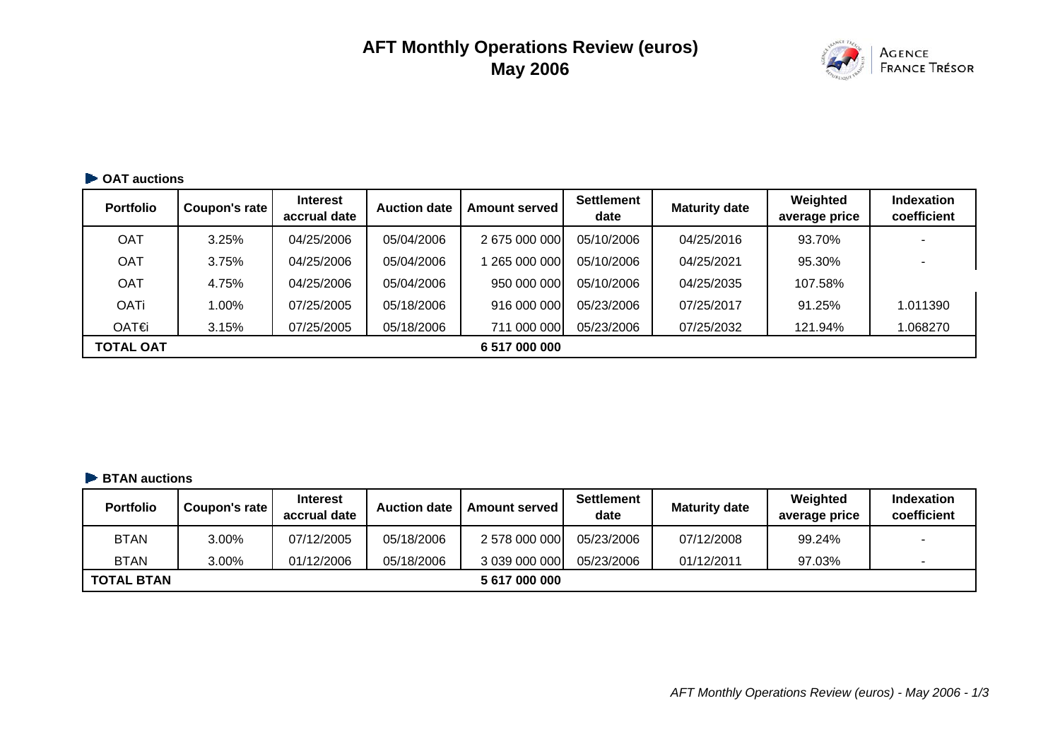# AFT Monthly Operations Review (euros)
## May 2006

### OAT auctions

| Portfolio | Coupon's rate | Interest accrual date | Auction date | Amount served | Settlement date | Maturity date | Weighted average price | Indexation coefficient |
|---|---|---|---|---|---|---|---|---|
| OAT | 3.25% | 04/25/2006 | 05/04/2006 | 2 675 000 000 | 05/10/2006 | 04/25/2016 | 93.70% | - |
| OAT | 3.75% | 04/25/2006 | 05/04/2006 | 1 265 000 000 | 05/10/2006 | 04/25/2021 | 95.30% | - |
| OAT | 4.75% | 04/25/2006 | 05/04/2006 | 950 000 000 | 05/10/2006 | 04/25/2035 | 107.58% | |
| OATi | 1.00% | 07/25/2005 | 05/18/2006 | 916 000 000 | 05/23/2006 | 07/25/2017 | 91.25% | 1.011390 |
| OAT€i | 3.15% | 07/25/2005 | 05/18/2006 | 711 000 000 | 05/23/2006 | 07/25/2032 | 121.94% | 1.068270 |
| **TOTAL OAT** | | | | **6 517 000 000** | | | | |

### BTAN auctions

| Portfolio | Coupon's rate | Interest accrual date | Auction date | Amount served | Settlement date | Maturity date | Weighted average price | Indexation coefficient |
|---|---|---|---|---|---|---|---|---|
| BTAN | 3.00% | 07/12/2005 | 05/18/2006 | 2 578 000 000 | 05/23/2006 | 07/12/2008 | 99.24% | - |
| BTAN | 3.00% | 01/12/2006 | 05/18/2006 | 3 039 000 000 | 05/23/2006 | 01/12/2011 | 97.03% | - |
| **TOTAL BTAN** | | | | **5 617 000 000** | | | | |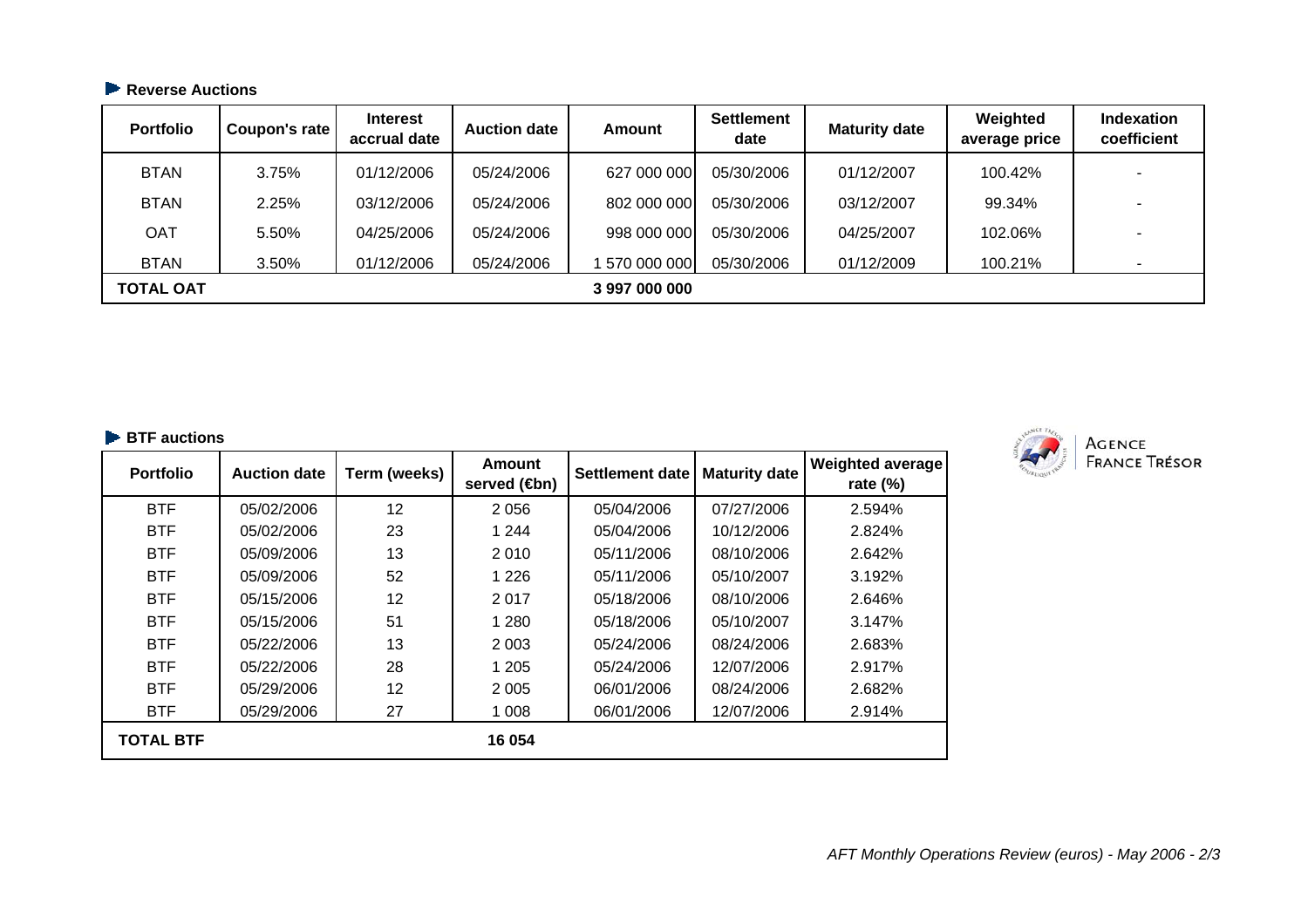### Reverse Auctions

| Portfolio | Coupon's rate | Interest accrual date | Auction date | Amount | Settlement date | Maturity date | Weighted average price | Indexation coefficient |
|---|---|---|---|---|---|---|---|---|
| BTAN | 3.75% | 01/12/2006 | 05/24/2006 | 627 000 000 | 05/30/2006 | 01/12/2007 | 100.42% | - |
| BTAN | 2.25% | 03/12/2006 | 05/24/2006 | 802 000 000 | 05/30/2006 | 03/12/2007 | 99.34% | - |
| OAT | 5.50% | 04/25/2006 | 05/24/2006 | 998 000 000 | 05/30/2006 | 04/25/2007 | 102.06% | - |
| BTAN | 3.50% | 01/12/2006 | 05/24/2006 | 1 570 000 000 | 05/30/2006 | 01/12/2009 | 100.21% | - |
| **TOTAL OAT** | | | | **3 997 000 000** | | | | |

### BTF auctions

| Portfolio | Auction date | Term (weeks) | Amount served (€bn) | Settlement date | Maturity date | Weighted average rate (%) |
|---|---|---|---|---|---|---|
| BTF | 05/02/2006 | 12 | 2 056 | 05/04/2006 | 07/27/2006 | 2.594% |
| BTF | 05/02/2006 | 23 | 1 244 | 05/04/2006 | 10/12/2006 | 2.824% |
| BTF | 05/09/2006 | 13 | 2 010 | 05/11/2006 | 08/10/2006 | 2.642% |
| BTF | 05/09/2006 | 52 | 1 226 | 05/11/2006 | 05/10/2007 | 3.192% |
| BTF | 05/15/2006 | 12 | 2 017 | 05/18/2006 | 08/10/2006 | 2.646% |
| BTF | 05/15/2006 | 51 | 1 280 | 05/18/2006 | 05/10/2007 | 3.147% |
| BTF | 05/22/2006 | 13 | 2 003 | 05/24/2006 | 08/24/2006 | 2.683% |
| BTF | 05/22/2006 | 28 | 1 205 | 05/24/2006 | 12/07/2006 | 2.917% |
| BTF | 05/29/2006 | 12 | 2 005 | 06/01/2006 | 08/24/2006 | 2.682% |
| BTF | 05/29/2006 | 27 | 1 008 | 06/01/2006 | 12/07/2006 | 2.914% |
| **TOTAL BTF** | | | **16 054** | | | |

AGENCE FRANCE TRÉSOR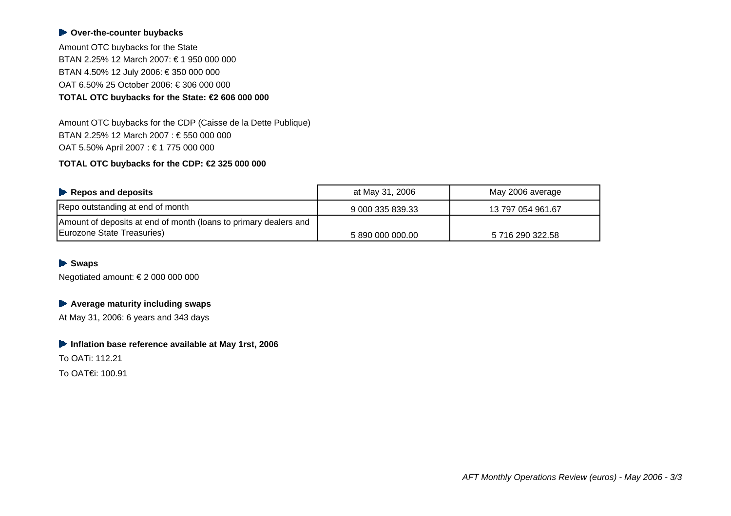### Over-the-counter buybacks

Amount OTC buybacks for the State

BTAN 2.25% 12 March 2007: € 1 950 000 000

BTAN 4.50% 12 July 2006: € 350 000 000

OAT 6.50% 25 October 2006: € 306 000 000

**TOTAL OTC buybacks for the State: €2 606 000 000**

Amount OTC buybacks for the CDP (Caisse de la Dette Publique)

BTAN 2.25% 12 March 2007 : € 550 000 000

OAT 5.50% April 2007 : € 1 775 000 000

**TOTAL OTC buybacks for the CDP: €2 325 000 000**

| Repos and deposits | at May 31, 2006 | May 2006 average |
|---|---|---|
| Repo outstanding at end of month | 9 000 335 839.33 | 13 797 054 961.67 |
| Amount of deposits at end of month (loans to primary dealers and Eurozone State Treasuries) | 5 890 000 000.00 | 5 716 290 322.58 |

### Swaps

Negotiated amount: € 2 000 000 000

### Average maturity including swaps

At May 31, 2006: 6 years and 343 days

### Inflation base reference available at May 1rst, 2006

To OATi: 112.21

To OAT€i: 100.91